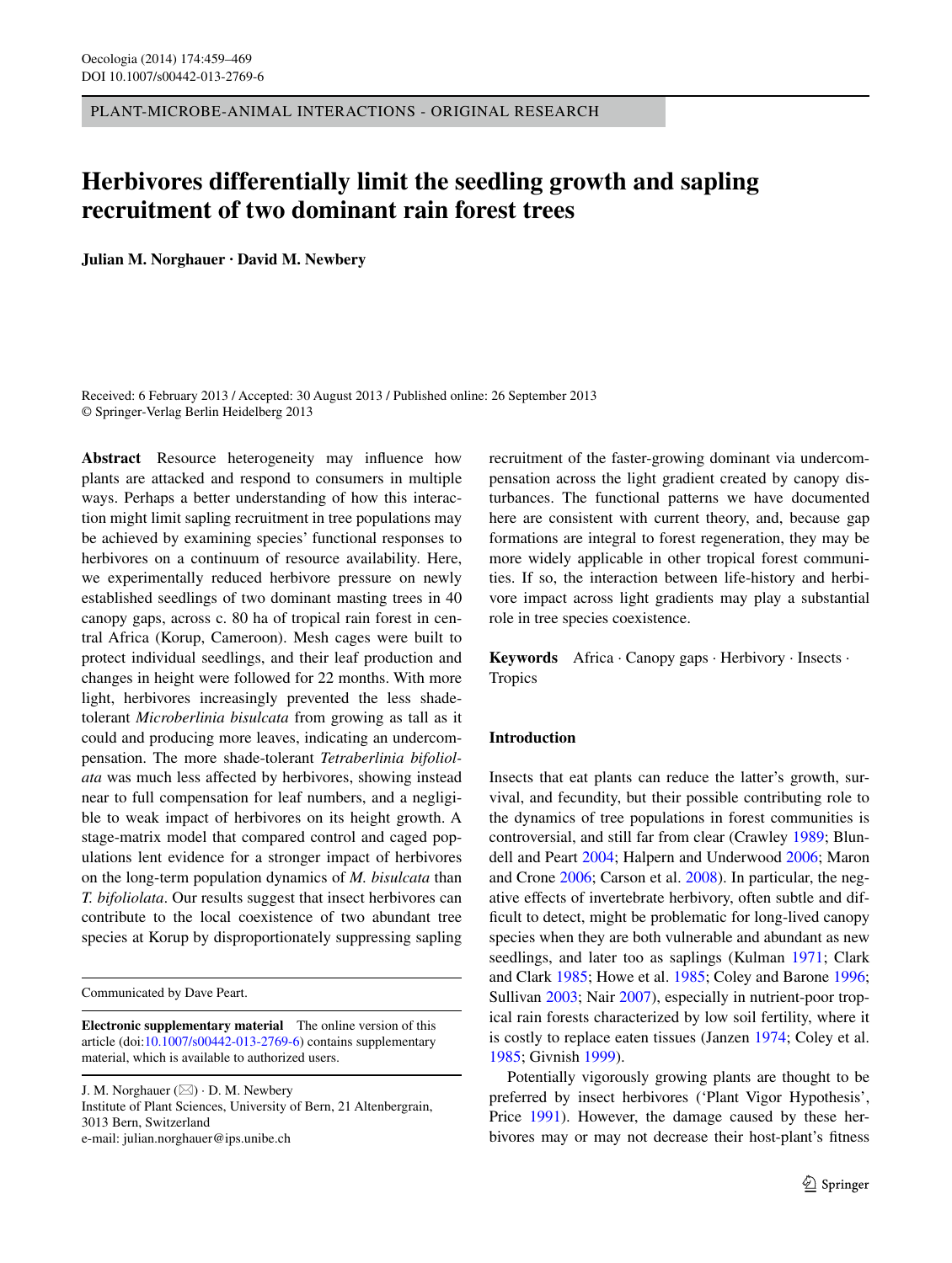PLANT-MICROBE-ANIMAL INTERACTIONS - ORIGINAL RESEARCH

# Herbivores differentially limit the seedling growth and sapling recruitment of two dominant rain forest trees

**Julian M. Norghauer · David M. Newbery**

Received: 6 February 2013 / Accepted: 30 August 2013 / Published online: 26 September 2013
© Springer-Verlag Berlin Heidelberg 2013

**Abstract** Resource heterogeneity may influence how plants are attacked and respond to consumers in multiple ways. Perhaps a better understanding of how this interaction might limit sapling recruitment in tree populations may be achieved by examining species' functional responses to herbivores on a continuum of resource availability. Here, we experimentally reduced herbivore pressure on newly established seedlings of two dominant masting trees in 40 canopy gaps, across c. 80 ha of tropical rain forest in central Africa (Korup, Cameroon). Mesh cages were built to protect individual seedlings, and their leaf production and changes in height were followed for 22 months. With more light, herbivores increasingly prevented the less shade-tolerant *Microberlinia bisulcata* from growing as tall as it could and producing more leaves, indicating an undercompensation. The more shade-tolerant *Tetraberlinia bifoliolata* was much less affected by herbivores, showing instead near to full compensation for leaf numbers, and a negligible to weak impact of herbivores on its height growth. A stage-matrix model that compared control and caged populations lent evidence for a stronger impact of herbivores on the long-term population dynamics of *M. bisulcata* than *T. bifoliolata*. Our results suggest that insect herbivores can contribute to the local coexistence of two abundant tree species at Korup by disproportionately suppressing sapling recruitment of the faster-growing dominant via undercompensation across the light gradient created by canopy disturbances. The functional patterns we have documented here are consistent with current theory, and, because gap formations are integral to forest regeneration, they may be more widely applicable in other tropical forest communities. If so, the interaction between life-history and herbivore impact across light gradients may play a substantial role in tree species coexistence.

**Keywords** Africa · Canopy gaps · Herbivory · Insects · Tropics

Communicated by Dave Peart.

**Electronic supplementary material** The online version of this article (doi:10.1007/s00442-013-2769-6) contains supplementary material, which is available to authorized users.

J. M. Norghauer (✉) · D. M. Newbery
Institute of Plant Sciences, University of Bern, 21 Altenbergrain, 3013 Bern, Switzerland
e-mail: julian.norghauer@ips.unibe.ch

## Introduction

Insects that eat plants can reduce the latter's growth, survival, and fecundity, but their possible contributing role to the dynamics of tree populations in forest communities is controversial, and still far from clear (Crawley 1989; Blundell and Peart 2004; Halpern and Underwood 2006; Maron and Crone 2006; Carson et al. 2008). In particular, the negative effects of invertebrate herbivory, often subtle and difficult to detect, might be problematic for long-lived canopy species when they are both vulnerable and abundant as new seedlings, and later too as saplings (Kulman 1971; Clark and Clark 1985; Howe et al. 1985; Coley and Barone 1996; Sullivan 2003; Nair 2007), especially in nutrient-poor tropical rain forests characterized by low soil fertility, where it is costly to replace eaten tissues (Janzen 1974; Coley et al. 1985; Givnish 1999).

Potentially vigorously growing plants are thought to be preferred by insect herbivores ('Plant Vigor Hypothesis', Price 1991). However, the damage caused by these herbivores may or may not decrease their host-plant's fitness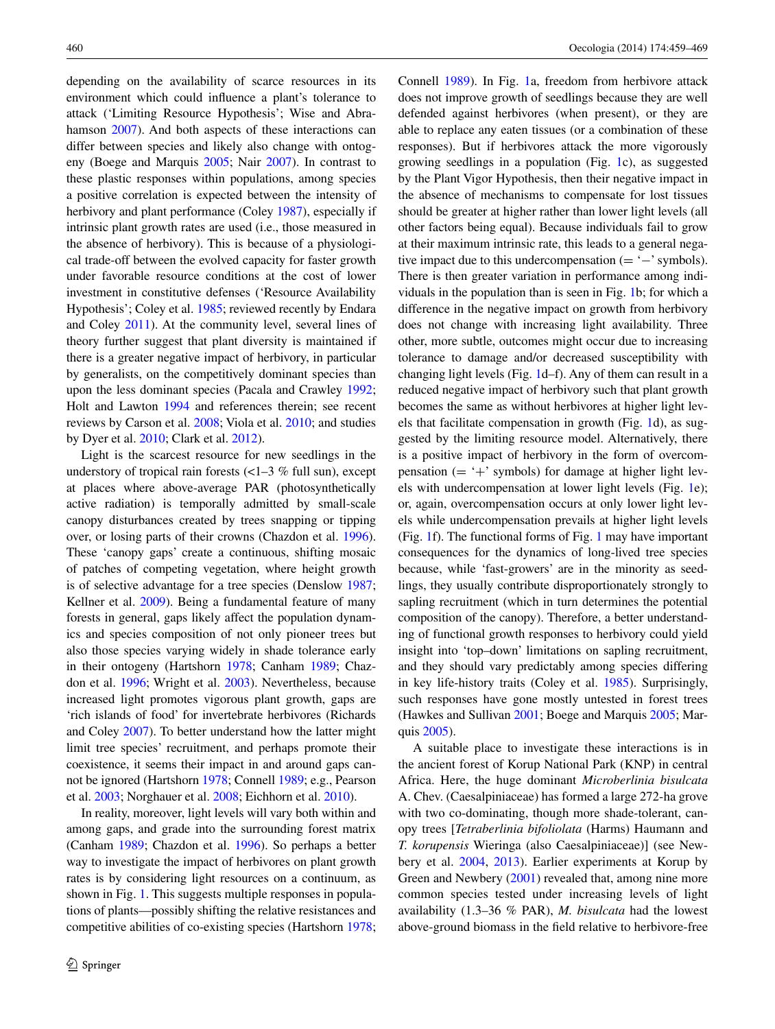depending on the availability of scarce resources in its environment which could influence a plant's tolerance to attack ('Limiting Resource Hypothesis'; Wise and Abrahamson 2007). And both aspects of these interactions can differ between species and likely also change with ontogeny (Boege and Marquis 2005; Nair 2007). In contrast to these plastic responses within populations, among species a positive correlation is expected between the intensity of herbivory and plant performance (Coley 1987), especially if intrinsic plant growth rates are used (i.e., those measured in the absence of herbivory). This is because of a physiological trade-off between the evolved capacity for faster growth under favorable resource conditions at the cost of lower investment in constitutive defenses ('Resource Availability Hypothesis'; Coley et al. 1985; reviewed recently by Endara and Coley 2011). At the community level, several lines of theory further suggest that plant diversity is maintained if there is a greater negative impact of herbivory, in particular by generalists, on the competitively dominant species than upon the less dominant species (Pacala and Crawley 1992; Holt and Lawton 1994 and references therein; see recent reviews by Carson et al. 2008; Viola et al. 2010; and studies by Dyer et al. 2010; Clark et al. 2012).

Light is the scarcest resource for new seedlings in the understory of tropical rain forests (<1–3 % full sun), except at places where above-average PAR (photosynthetically active radiation) is temporally admitted by small-scale canopy disturbances created by trees snapping or tipping over, or losing parts of their crowns (Chazdon et al. 1996). These 'canopy gaps' create a continuous, shifting mosaic of patches of competing vegetation, where height growth is of selective advantage for a tree species (Denslow 1987; Kellner et al. 2009). Being a fundamental feature of many forests in general, gaps likely affect the population dynamics and species composition of not only pioneer trees but also those species varying widely in shade tolerance early in their ontogeny (Hartshorn 1978; Canham 1989; Chazdon et al. 1996; Wright et al. 2003). Nevertheless, because increased light promotes vigorous plant growth, gaps are 'rich islands of food' for invertebrate herbivores (Richards and Coley 2007). To better understand how the latter might limit tree species' recruitment, and perhaps promote their coexistence, it seems their impact in and around gaps cannot be ignored (Hartshorn 1978; Connell 1989; e.g., Pearson et al. 2003; Norghauer et al. 2008; Eichhorn et al. 2010).

In reality, moreover, light levels will vary both within and among gaps, and grade into the surrounding forest matrix (Canham 1989; Chazdon et al. 1996). So perhaps a better way to investigate the impact of herbivores on plant growth rates is by considering light resources on a continuum, as shown in Fig. 1. This suggests multiple responses in populations of plants—possibly shifting the relative resistances and competitive abilities of co-existing species (Hartshorn 1978; Connell 1989). In Fig. 1a, freedom from herbivore attack does not improve growth of seedlings because they are well defended against herbivores (when present), or they are able to replace any eaten tissues (or a combination of these responses). But if herbivores attack the more vigorously growing seedlings in a population (Fig. 1c), as suggested by the Plant Vigor Hypothesis, then their negative impact in the absence of mechanisms to compensate for lost tissues should be greater at higher rather than lower light levels (all other factors being equal). Because individuals fail to grow at their maximum intrinsic rate, this leads to a general negative impact due to this undercompensation (= '−' symbols). There is then greater variation in performance among individuals in the population than is seen in Fig. 1b; for which a difference in the negative impact on growth from herbivory does not change with increasing light availability. Three other, more subtle, outcomes might occur due to increasing tolerance to damage and/or decreased susceptibility with changing light levels (Fig. 1d–f). Any of them can result in a reduced negative impact of herbivory such that plant growth becomes the same as without herbivores at higher light levels that facilitate compensation in growth (Fig. 1d), as suggested by the limiting resource model. Alternatively, there is a positive impact of herbivory in the form of overcompensation (= '+' symbols) for damage at higher light levels with undercompensation at lower light levels (Fig. 1e); or, again, overcompensation occurs at only lower light levels while undercompensation prevails at higher light levels (Fig. 1f). The functional forms of Fig. 1 may have important consequences for the dynamics of long-lived tree species because, while 'fast-growers' are in the minority as seedlings, they usually contribute disproportionately strongly to sapling recruitment (which in turn determines the potential composition of the canopy). Therefore, a better understanding of functional growth responses to herbivory could yield insight into 'top–down' limitations on sapling recruitment, and they should vary predictably among species differing in key life-history traits (Coley et al. 1985). Surprisingly, such responses have gone mostly untested in forest trees (Hawkes and Sullivan 2001; Boege and Marquis 2005; Marquis 2005).

A suitable place to investigate these interactions is in the ancient forest of Korup National Park (KNP) in central Africa. Here, the huge dominant *Microberlinia bisulcata* A. Chev. (Caesalpiniaceae) has formed a large 272-ha grove with two co-dominating, though more shade-tolerant, canopy trees [*Tetraberlinia bifoliolata* (Harms) Haumann and *T. korupensis* Wieringa (also Caesalpiniaceae)] (see Newbery et al. 2004, 2013). Earlier experiments at Korup by Green and Newbery (2001) revealed that, among nine more common species tested under increasing levels of light availability (1.3–36 % PAR), *M. bisulcata* had the lowest above-ground biomass in the field relative to herbivore-free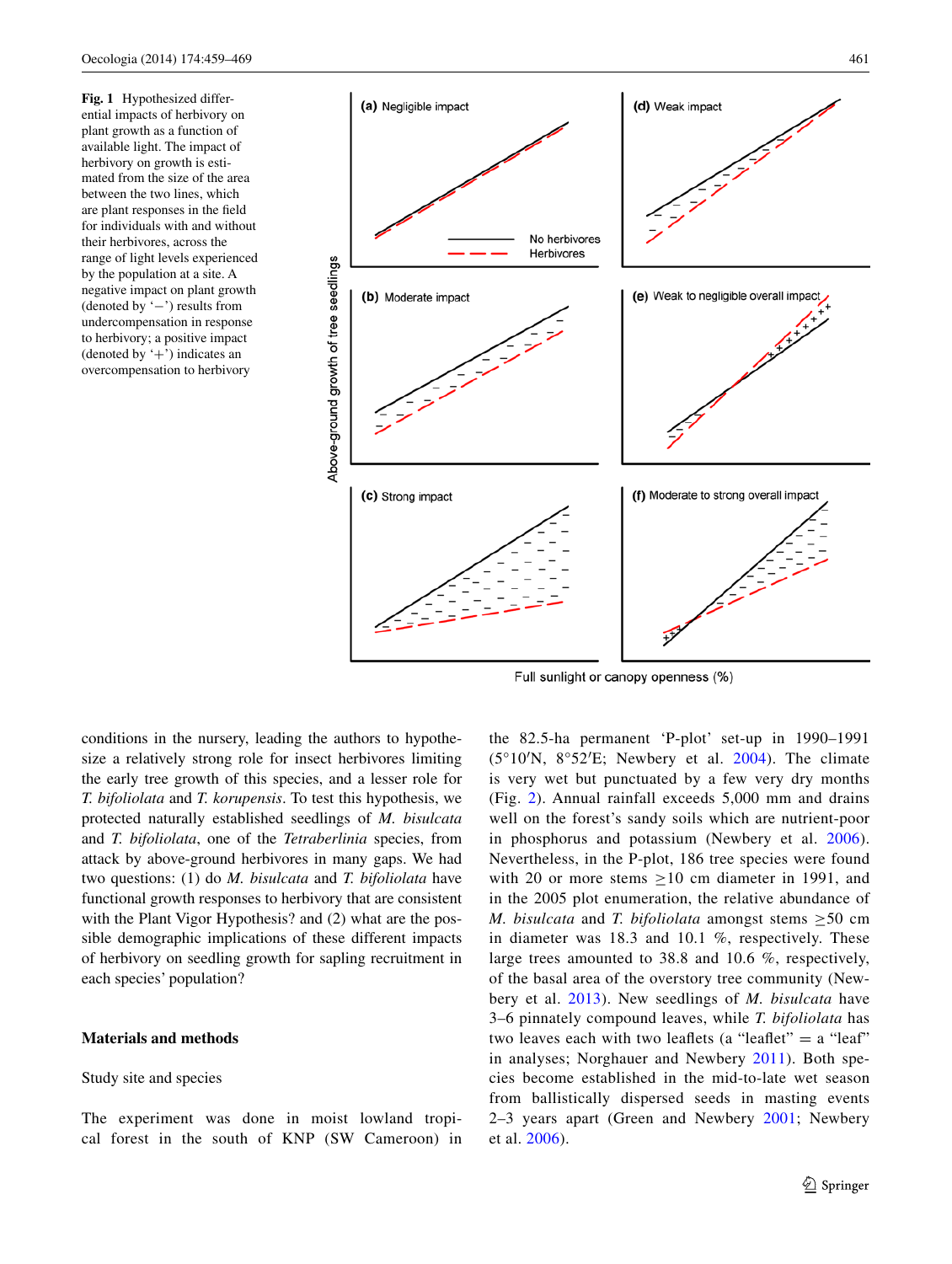**Fig. 1** Hypothesized differential impacts of herbivory on plant growth as a function of available light. The impact of herbivory on growth is estimated from the size of the area between the two lines, which are plant responses in the field for individuals with and without their herbivores, across the range of light levels experienced by the population at a site. A negative impact on plant growth (denoted by '−') results from undercompensation in response to herbivory; a positive impact (denoted by '+') indicates an overcompensation to herbivory

conditions in the nursery, leading the authors to hypothesize a relatively strong role for insect herbivores limiting the early tree growth of this species, and a lesser role for *T. bifoliolata* and *T. korupensis*. To test this hypothesis, we protected naturally established seedlings of *M. bisulcata* and *T. bifoliolata*, one of the *Tetraberlinia* species, from attack by above-ground herbivores in many gaps. We had two questions: (1) do *M. bisulcata* and *T. bifoliolata* have functional growth responses to herbivory that are consistent with the Plant Vigor Hypothesis? and (2) what are the possible demographic implications of these different impacts of herbivory on seedling growth for sapling recruitment in each species' population?

## Materials and methods

### Study site and species

The experiment was done in moist lowland tropical forest in the south of KNP (SW Cameroon) in the 82.5-ha permanent 'P-plot' set-up in 1990–1991 (5°10′N, 8°52′E; Newbery et al. 2004). The climate is very wet but punctuated by a few very dry months (Fig. 2). Annual rainfall exceeds 5,000 mm and drains well on the forest's sandy soils which are nutrient-poor in phosphorus and potassium (Newbery et al. 2006). Nevertheless, in the P-plot, 186 tree species were found with 20 or more stems ≥10 cm diameter in 1991, and in the 2005 plot enumeration, the relative abundance of *M. bisulcata* and *T. bifoliolata* amongst stems ≥50 cm in diameter was 18.3 and 10.1 %, respectively. These large trees amounted to 38.8 and 10.6 %, respectively, of the basal area of the overstory tree community (Newbery et al. 2013). New seedlings of *M. bisulcata* have 3–6 pinnately compound leaves, while *T. bifoliolata* has two leaves each with two leaflets (a "leaflet" = a "leaf" in analyses; Norghauer and Newbery 2011). Both species become established in the mid-to-late wet season from ballistically dispersed seeds in masting events 2–3 years apart (Green and Newbery 2001; Newbery et al. 2006).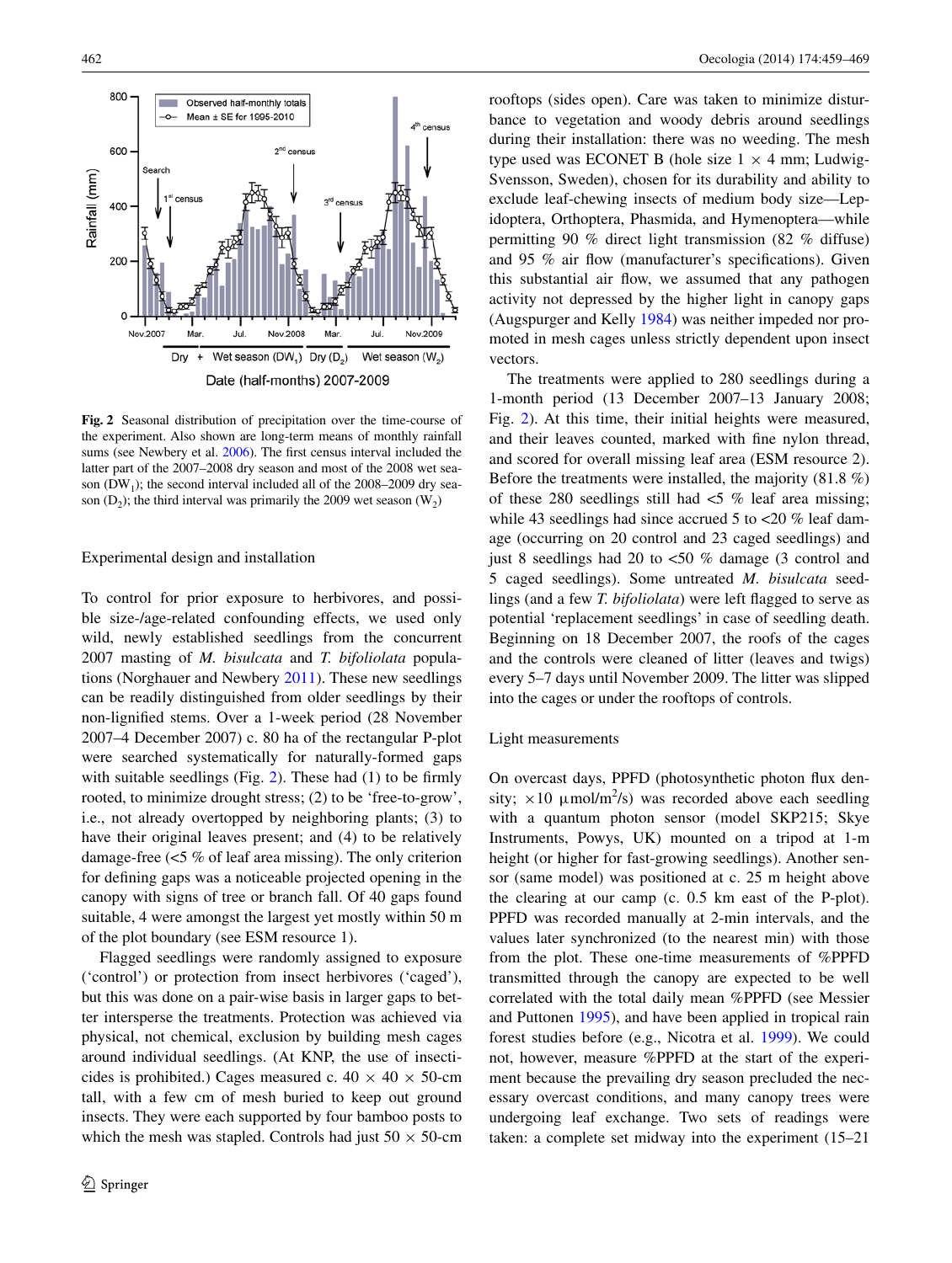**Fig. 2** Seasonal distribution of precipitation over the time-course of the experiment. Also shown are long-term means of monthly rainfall sums (see Newbery et al. 2006). The first census interval included the latter part of the 2007–2008 dry season and most of the 2008 wet season ($DW_1$); the second interval included all of the 2008–2009 dry season ($D_2$); the third interval was primarily the 2009 wet season ($W_2$)

### Experimental design and installation

To control for prior exposure to herbivores, and possible size-/age-related confounding effects, we used only wild, newly established seedlings from the concurrent 2007 masting of *M. bisulcata* and *T. bifoliolata* populations (Norghauer and Newbery 2011). These new seedlings can be readily distinguished from older seedlings by their non-lignified stems. Over a 1-week period (28 November 2007–4 December 2007) c. 80 ha of the rectangular P-plot were searched systematically for naturally-formed gaps with suitable seedlings (Fig. 2). These had (1) to be firmly rooted, to minimize drought stress; (2) to be 'free-to-grow', i.e., not already overtopped by neighboring plants; (3) to have their original leaves present; and (4) to be relatively damage-free (<5 % of leaf area missing). The only criterion for defining gaps was a noticeable projected opening in the canopy with signs of tree or branch fall. Of 40 gaps found suitable, 4 were amongst the largest yet mostly within 50 m of the plot boundary (see ESM resource 1).

Flagged seedlings were randomly assigned to exposure ('control') or protection from insect herbivores ('caged'), but this was done on a pair-wise basis in larger gaps to better intersperse the treatments. Protection was achieved via physical, not chemical, exclusion by building mesh cages around individual seedlings. (At KNP, the use of insecticides is prohibited.) Cages measured c. 40 × 40 × 50-cm tall, with a few cm of mesh buried to keep out ground insects. They were each supported by four bamboo posts to which the mesh was stapled. Controls had just 50 × 50-cm rooftops (sides open). Care was taken to minimize disturbance to vegetation and woody debris around seedlings during their installation: there was no weeding. The mesh type used was ECONET B (hole size 1 × 4 mm; Ludwig-Svensson, Sweden), chosen for its durability and ability to exclude leaf-chewing insects of medium body size—Lepidoptera, Orthoptera, Phasmida, and Hymenoptera—while permitting 90 % direct light transmission (82 % diffuse) and 95 % air flow (manufacturer's specifications). Given this substantial air flow, we assumed that any pathogen activity not depressed by the higher light in canopy gaps (Augspurger and Kelly 1984) was neither impeded nor promoted in mesh cages unless strictly dependent upon insect vectors.

The treatments were applied to 280 seedlings during a 1-month period (13 December 2007–13 January 2008; Fig. 2). At this time, their initial heights were measured, and their leaves counted, marked with fine nylon thread, and scored for overall missing leaf area (ESM resource 2). Before the treatments were installed, the majority (81.8 %) of these 280 seedlings still had <5 % leaf area missing; while 43 seedlings had since accrued 5 to <20 % leaf damage (occurring on 20 control and 23 caged seedlings) and just 8 seedlings had 20 to <50 % damage (3 control and 5 caged seedlings). Some untreated *M. bisulcata* seedlings (and a few *T. bifoliolata*) were left flagged to serve as potential 'replacement seedlings' in case of seedling death. Beginning on 18 December 2007, the roofs of the cages and the controls were cleaned of litter (leaves and twigs) every 5–7 days until November 2009. The litter was slipped into the cages or under the rooftops of controls.

### Light measurements

On overcast days, PPFD (photosynthetic photon flux density; ×10 μmol/m$^2$/s) was recorded above each seedling with a quantum photon sensor (model SKP215; Skye Instruments, Powys, UK) mounted on a tripod at 1-m height (or higher for fast-growing seedlings). Another sensor (same model) was positioned at c. 25 m height above the clearing at our camp (c. 0.5 km east of the P-plot). PPFD was recorded manually at 2-min intervals, and the values later synchronized (to the nearest min) with those from the plot. These one-time measurements of %PPFD transmitted through the canopy are expected to be well correlated with the total daily mean %PPFD (see Messier and Puttonen 1995), and have been applied in tropical rain forest studies before (e.g., Nicotra et al. 1999). We could not, however, measure %PPFD at the start of the experiment because the prevailing dry season precluded the necessary overcast conditions, and many canopy trees were undergoing leaf exchange. Two sets of readings were taken: a complete set midway into the experiment (15–21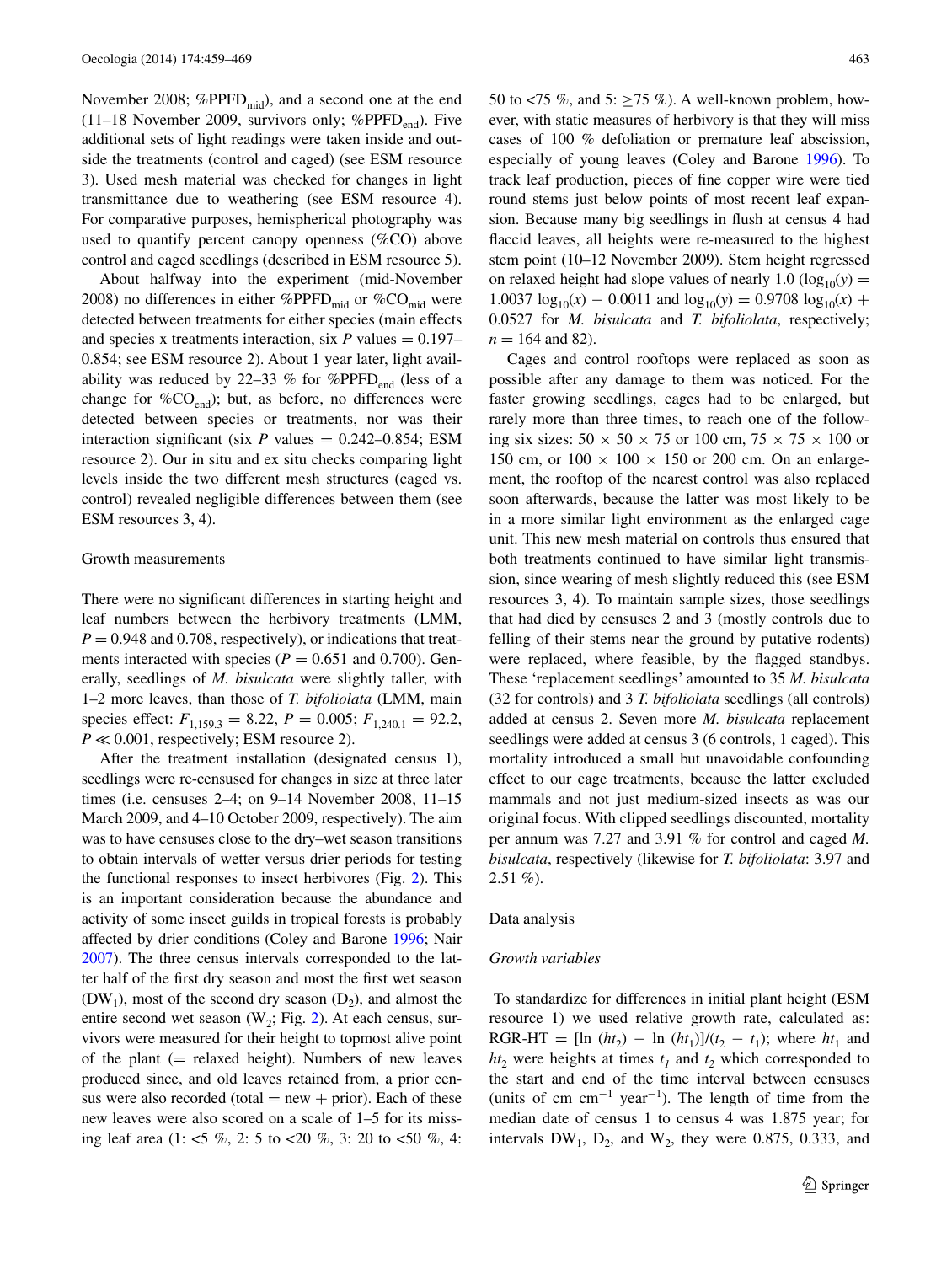November 2008; $\%PPFD_{mid}$), and a second one at the end (11–18 November 2009, survivors only; $\%PPFD_{end}$). Five additional sets of light readings were taken inside and outside the treatments (control and caged) (see ESM resource 3). Used mesh material was checked for changes in light transmittance due to weathering (see ESM resource 4). For comparative purposes, hemispherical photography was used to quantify percent canopy openness (%CO) above control and caged seedlings (described in ESM resource 5).

About halfway into the experiment (mid-November 2008) no differences in either $\%PPFD_{mid}$ or $\%CO_{mid}$ were detected between treatments for either species (main effects and species x treatments interaction, six $P$ values = 0.197–0.854; see ESM resource 2). About 1 year later, light availability was reduced by 22–33 % for $\%PPFD_{end}$ (less of a change for $\%CO_{end}$); but, as before, no differences were detected between species or treatments, nor was their interaction significant (six $P$ values = 0.242–0.854; ESM resource 2). Our in situ and ex situ checks comparing light levels inside the two different mesh structures (caged vs. control) revealed negligible differences between them (see ESM resources 3, 4).

Growth measurements

There were no significant differences in starting height and leaf numbers between the herbivory treatments (LMM, $P = 0.948$ and 0.708, respectively), or indications that treatments interacted with species ($P = 0.651$ and 0.700). Generally, seedlings of *M. bisulcata* were slightly taller, with 1–2 more leaves, than those of *T. bifoliolata* (LMM, main species effect: $F_{1,159.3} = 8.22$, $P = 0.005$; $F_{1,240.1} = 92.2$, $P \ll 0.001$, respectively; ESM resource 2).

After the treatment installation (designated census 1), seedlings were re-censused for changes in size at three later times (i.e. censuses 2–4; on 9–14 November 2008, 11–15 March 2009, and 4–10 October 2009, respectively). The aim was to have censuses close to the dry–wet season transitions to obtain intervals of wetter versus drier periods for testing the functional responses to insect herbivores (Fig. 2). This is an important consideration because the abundance and activity of some insect guilds in tropical forests is probably affected by drier conditions (Coley and Barone 1996; Nair 2007). The three census intervals corresponded to the latter half of the first dry season and most the first wet season ($DW_1$), most of the second dry season ($D_2$), and almost the entire second wet season ($W_2$; Fig. 2). At each census, survivors were measured for their height to topmost alive point of the plant (= relaxed height). Numbers of new leaves produced since, and old leaves retained from, a prior census were also recorded (total = new + prior). Each of these new leaves were also scored on a scale of 1–5 for its missing leaf area (1: <5 %, 2: 5 to <20 %, 3: 20 to <50 %, 4: 50 to <75 %, and 5: ≥75 %). A well-known problem, however, with static measures of herbivory is that they will miss cases of 100 % defoliation or premature leaf abscission, especially of young leaves (Coley and Barone 1996). To track leaf production, pieces of fine copper wire were tied round stems just below points of most recent leaf expansion. Because many big seedlings in flush at census 4 had flaccid leaves, all heights were re-measured to the highest stem point (10–12 November 2009). Stem height regressed on relaxed height had slope values of nearly 1.0 ($\log_{10}(y) = 1.0037 \log_{10}(x) - 0.0011$ and $\log_{10}(y) = 0.9708 \log_{10}(x) + 0.0527$ for *M. bisulcata* and *T. bifoliolata*, respectively; $n = 164$ and 82).

Cages and control rooftops were replaced as soon as possible after any damage to them was noticed. For the faster growing seedlings, cages had to be enlarged, but rarely more than three times, to reach one of the following six sizes: 50 × 50 × 75 or 100 cm, 75 × 75 × 100 or 150 cm, or 100 × 100 × 150 or 200 cm. On an enlargement, the rooftop of the nearest control was also replaced soon afterwards, because the latter was most likely to be in a more similar light environment as the enlarged cage unit. This new mesh material on controls thus ensured that both treatments continued to have similar light transmission, since wearing of mesh slightly reduced this (see ESM resources 3, 4). To maintain sample sizes, those seedlings that had died by censuses 2 and 3 (mostly controls due to felling of their stems near the ground by putative rodents) were replaced, where feasible, by the flagged standbys. These 'replacement seedlings' amounted to 35 *M. bisulcata* (32 for controls) and 3 *T. bifoliolata* seedlings (all controls) added at census 2. Seven more *M. bisulcata* replacement seedlings were added at census 3 (6 controls, 1 caged). This mortality introduced a small but unavoidable confounding effect to our cage treatments, because the latter excluded mammals and not just medium-sized insects as was our original focus. With clipped seedlings discounted, mortality per annum was 7.27 and 3.91 % for control and caged *M. bisulcata*, respectively (likewise for *T. bifoliolata*: 3.97 and 2.51 %).

Data analysis

*Growth variables*

To standardize for differences in initial plant height (ESM resource 1) we used relative growth rate, calculated as: $\text{RGR-HT} = [\ln(ht_2) - \ln(ht_1)]/(t_2 - t_1)$; where $ht_1$ and $ht_2$ were heights at times $t_1$ and $t_2$ which corresponded to the start and end of the time interval between censuses (units of cm $\text{cm}^{-1}$ $\text{year}^{-1}$). The length of time from the median date of census 1 to census 4 was 1.875 year; for intervals $DW_1$, $D_2$, and $W_2$, they were 0.875, 0.333, and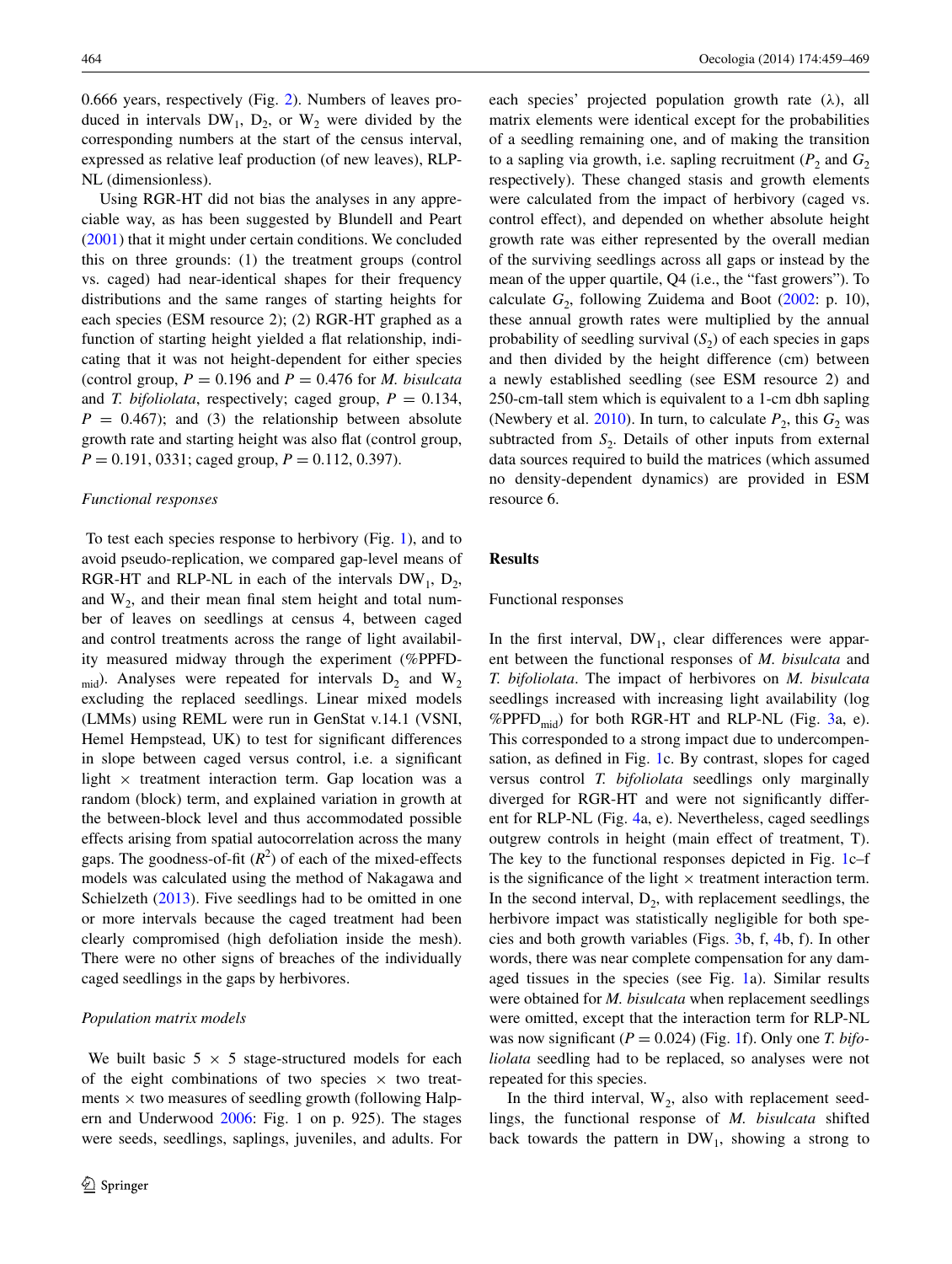0.666 years, respectively (Fig. 2). Numbers of leaves produced in intervals $DW_1$, $D_2$, or $W_2$ were divided by the corresponding numbers at the start of the census interval, expressed as relative leaf production (of new leaves), RLP-NL (dimensionless).

Using RGR-HT did not bias the analyses in any appreciable way, as has been suggested by Blundell and Peart (2001) that it might under certain conditions. We concluded this on three grounds: (1) the treatment groups (control vs. caged) had near-identical shapes for their frequency distributions and the same ranges of starting heights for each species (ESM resource 2); (2) RGR-HT graphed as a function of starting height yielded a flat relationship, indicating that it was not height-dependent for either species (control group, $P = 0.196$ and $P = 0.476$ for *M. bisulcata* and *T. bifoliolata*, respectively; caged group, $P = 0.134$, $P = 0.467$); and (3) the relationship between absolute growth rate and starting height was also flat (control group, $P = 0.191$, 0331; caged group, $P = 0.112$, 0.397).

### *Functional responses*

To test each species response to herbivory (Fig. 1), and to avoid pseudo-replication, we compared gap-level means of RGR-HT and RLP-NL in each of the intervals $DW_1$, $D_2$, and $W_2$, and their mean final stem height and total number of leaves on seedlings at census 4, between caged and control treatments across the range of light availability measured midway through the experiment (%$PPFD_{mid}$). Analyses were repeated for intervals $D_2$ and $W_2$ excluding the replaced seedlings. Linear mixed models (LMMs) using REML were run in GenStat v.14.1 (VSNI, Hemel Hempstead, UK) to test for significant differences in slope between caged versus control, i.e. a significant light × treatment interaction term. Gap location was a random (block) term, and explained variation in growth at the between-block level and thus accommodated possible effects arising from spatial autocorrelation across the many gaps. The goodness-of-fit ($R^2$) of each of the mixed-effects models was calculated using the method of Nakagawa and Schielzeth (2013). Five seedlings had to be omitted in one or more intervals because the caged treatment had been clearly compromised (high defoliation inside the mesh). There were no other signs of breaches of the individually caged seedlings in the gaps by herbivores.

### *Population matrix models*

We built basic 5 × 5 stage-structured models for each of the eight combinations of two species × two treatments × two measures of seedling growth (following Halpern and Underwood 2006: Fig. 1 on p. 925). The stages were seeds, seedlings, saplings, juveniles, and adults. For each species' projected population growth rate (λ), all matrix elements were identical except for the probabilities of a seedling remaining one, and of making the transition to a sapling via growth, i.e. sapling recruitment ($P_2$ and $G_2$ respectively). These changed stasis and growth elements were calculated from the impact of herbivory (caged vs. control effect), and depended on whether absolute height growth rate was either represented by the overall median of the surviving seedlings across all gaps or instead by the mean of the upper quartile, Q4 (i.e., the "fast growers"). To calculate $G_2$, following Zuidema and Boot (2002: p. 10), these annual growth rates were multiplied by the annual probability of seedling survival ($S_2$) of each species in gaps and then divided by the height difference (cm) between a newly established seedling (see ESM resource 2) and 250-cm-tall stem which is equivalent to a 1-cm dbh sapling (Newbery et al. 2010). In turn, to calculate $P_2$, this $G_2$ was subtracted from $S_2$. Details of other inputs from external data sources required to build the matrices (which assumed no density-dependent dynamics) are provided in ESM resource 6.

## Results

### Functional responses

In the first interval, $DW_1$, clear differences were apparent between the functional responses of *M. bisulcata* and *T. bifoliolata*. The impact of herbivores on *M. bisulcata* seedlings increased with increasing light availability (log %$PPFD_{mid}$) for both RGR-HT and RLP-NL (Fig. 3a, e). This corresponded to a strong impact due to undercompensation, as defined in Fig. 1c. By contrast, slopes for caged versus control *T. bifoliolata* seedlings only marginally diverged for RGR-HT and were not significantly different for RLP-NL (Fig. 4a, e). Nevertheless, caged seedlings outgrew controls in height (main effect of treatment, T). The key to the functional responses depicted in Fig. 1c–f is the significance of the light × treatment interaction term. In the second interval, $D_2$, with replacement seedlings, the herbivore impact was statistically negligible for both species and both growth variables (Figs. 3b, f, 4b, f). In other words, there was near complete compensation for any damaged tissues in the species (see Fig. 1a). Similar results were obtained for *M. bisulcata* when replacement seedlings were omitted, except that the interaction term for RLP-NL was now significant ($P = 0.024$) (Fig. 1f). Only one *T. bifoliolata* seedling had to be replaced, so analyses were not repeated for this species.

In the third interval, $W_2$, also with replacement seedlings, the functional response of *M. bisulcata* shifted back towards the pattern in $DW_1$, showing a strong to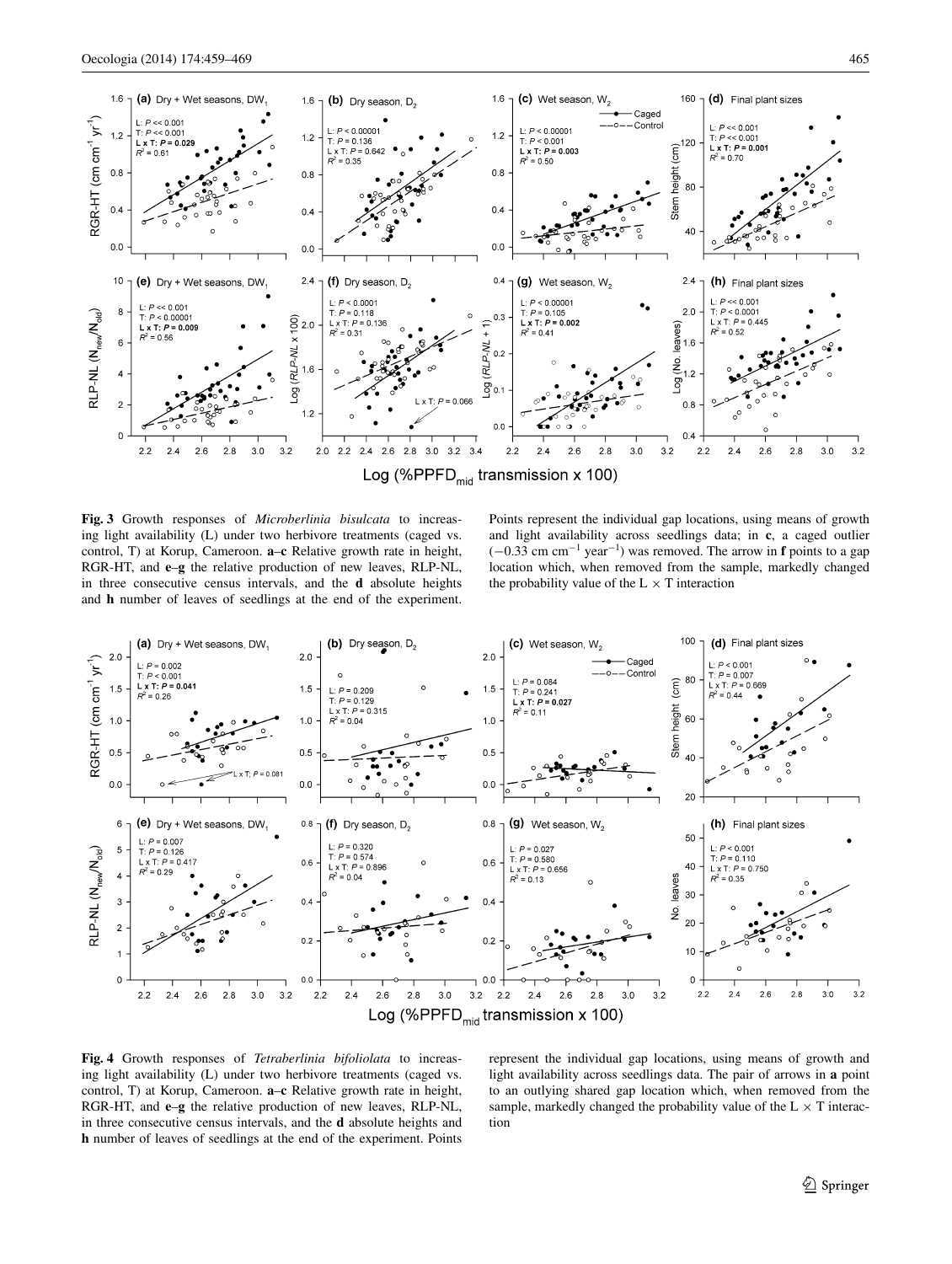**Fig. 3** Growth responses of *Microberlinia bisulcata* to increasing light availability (L) under two herbivore treatments (caged vs. control, T) at Korup, Cameroon. **a**–**c** Relative growth rate in height, RGR-HT, and **e**–**g** the relative production of new leaves, RLP-NL, in three consecutive census intervals, and the **d** absolute heights and **h** number of leaves of seedlings at the end of the experiment. Points represent the individual gap locations, using means of growth and light availability across seedlings data; in **c**, a caged outlier ($-0.33$ cm cm$^{-1}$ year$^{-1}$) was removed. The arrow in **f** points to a gap location which, when removed from the sample, markedly changed the probability value of the L × T interaction

**Fig. 4** Growth responses of *Tetraberlinia bifoliolata* to increasing light availability (L) under two herbivore treatments (caged vs. control, T) at Korup, Cameroon. **a**–**c** Relative growth rate in height, RGR-HT, and **e**–**g** the relative production of new leaves, RLP-NL, in three consecutive census intervals, and the **d** absolute heights and **h** number of leaves of seedlings at the end of the experiment. Points represent the individual gap locations, using means of growth and light availability across seedlings data. The pair of arrows in **a** point to an outlying shared gap location which, when removed from the sample, markedly changed the probability value of the L × T interaction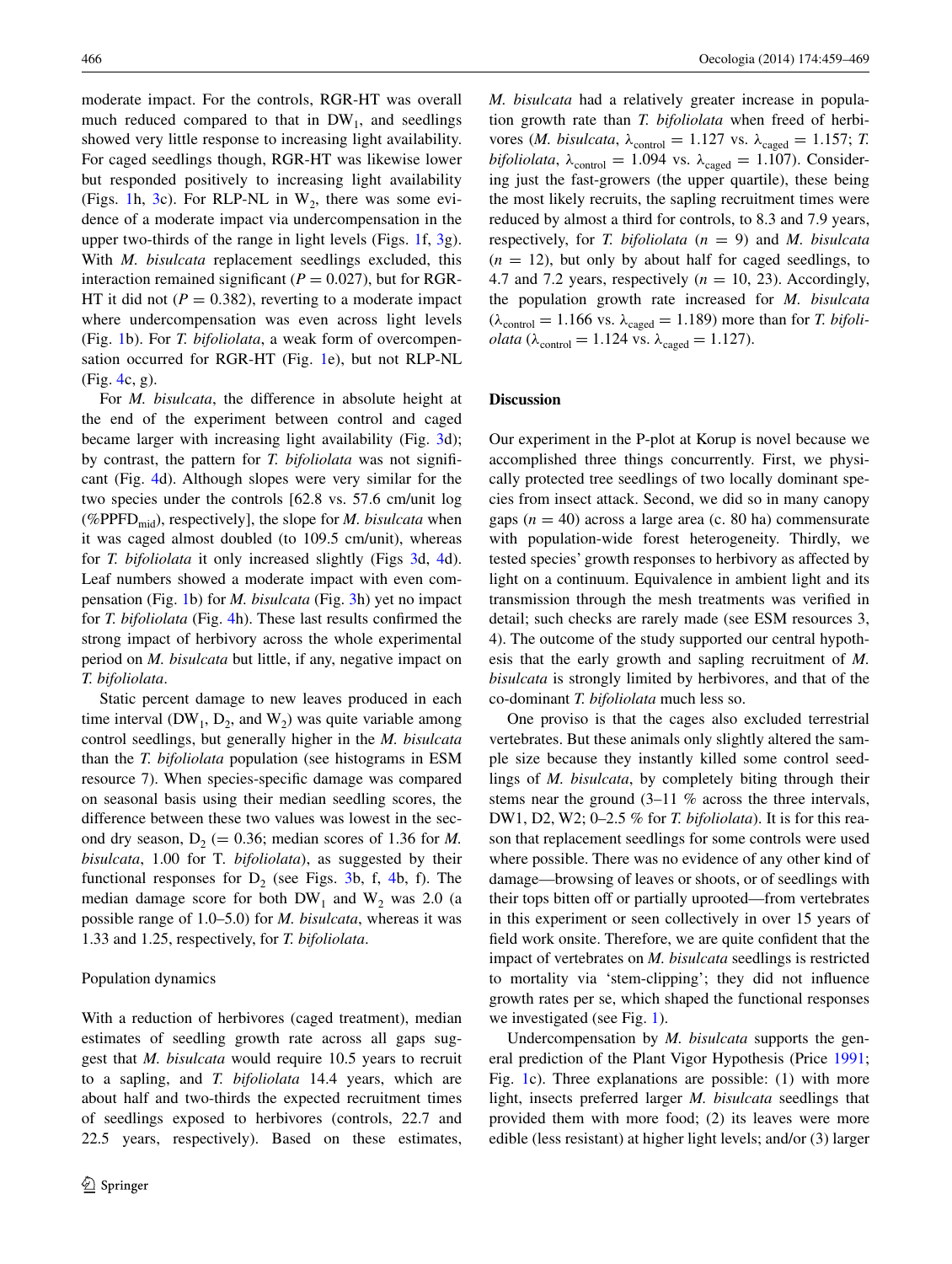moderate impact. For the controls, RGR-HT was overall much reduced compared to that in $DW_1$, and seedlings showed very little response to increasing light availability. For caged seedlings though, RGR-HT was likewise lower but responded positively to increasing light availability (Figs. 1h, 3c). For RLP-NL in $W_2$, there was some evidence of a moderate impact via undercompensation in the upper two-thirds of the range in light levels (Figs. 1f, 3g). With *M. bisulcata* replacement seedlings excluded, this interaction remained significant ($P = 0.027$), but for RGR-HT it did not ($P = 0.382$), reverting to a moderate impact where undercompensation was even across light levels (Fig. 1b). For *T. bifoliolata*, a weak form of overcompensation occurred for RGR-HT (Fig. 1e), but not RLP-NL (Fig. 4c, g).

For *M. bisulcata*, the difference in absolute height at the end of the experiment between control and caged became larger with increasing light availability (Fig. 3d); by contrast, the pattern for *T. bifoliolata* was not significant (Fig. 4d). Although slopes were very similar for the two species under the controls [62.8 vs. 57.6 cm/unit log (%$PPFD_{mid}$), respectively], the slope for *M. bisulcata* when it was caged almost doubled (to 109.5 cm/unit), whereas for *T. bifoliolata* it only increased slightly (Figs 3d, 4d). Leaf numbers showed a moderate impact with even compensation (Fig. 1b) for *M. bisulcata* (Fig. 3h) yet no impact for *T. bifoliolata* (Fig. 4h). These last results confirmed the strong impact of herbivory across the whole experimental period on *M. bisulcata* but little, if any, negative impact on *T. bifoliolata*.

Static percent damage to new leaves produced in each time interval ($DW_1$, $D_2$, and $W_2$) was quite variable among control seedlings, but generally higher in the *M. bisulcata* than the *T. bifoliolata* population (see histograms in ESM resource 7). When species-specific damage was compared on seasonal basis using their median seedling scores, the difference between these two values was lowest in the second dry season, $D_2$ (= 0.36; median scores of 1.36 for *M. bisulcata*, 1.00 for T. *bifoliolata*), as suggested by their functional responses for $D_2$ (see Figs. 3b, f, 4b, f). The median damage score for both $DW_1$ and $W_2$ was 2.0 (a possible range of 1.0–5.0) for *M. bisulcata*, whereas it was 1.33 and 1.25, respectively, for *T. bifoliolata*.

### Population dynamics

With a reduction of herbivores (caged treatment), median estimates of seedling growth rate across all gaps suggest that *M. bisulcata* would require 10.5 years to recruit to a sapling, and *T. bifoliolata* 14.4 years, which are about half and two-thirds the expected recruitment times of seedlings exposed to herbivores (controls, 22.7 and 22.5 years, respectively). Based on these estimates, *M. bisulcata* had a relatively greater increase in population growth rate than *T. bifoliolata* when freed of herbivores (*M. bisulcata*, $\lambda_{control} = 1.127$ vs. $\lambda_{caged} = 1.157$; *T. bifoliolata*, $\lambda_{control} = 1.094$ vs. $\lambda_{caged} = 1.107$). Considering just the fast-growers (the upper quartile), these being the most likely recruits, the sapling recruitment times were reduced by almost a third for controls, to 8.3 and 7.9 years, respectively, for *T. bifoliolata* ($n = 9$) and *M. bisulcata* ($n = 12$), but only by about half for caged seedlings, to 4.7 and 7.2 years, respectively ($n = 10, 23$). Accordingly, the population growth rate increased for *M. bisulcata* ($\lambda_{control} = 1.166$ vs. $\lambda_{caged} = 1.189$) more than for *T. bifoliolata* ($\lambda_{control} = 1.124$ vs. $\lambda_{caged} = 1.127$).

## Discussion

Our experiment in the P-plot at Korup is novel because we accomplished three things concurrently. First, we physically protected tree seedlings of two locally dominant species from insect attack. Second, we did so in many canopy gaps ($n = 40$) across a large area (c. 80 ha) commensurate with population-wide forest heterogeneity. Thirdly, we tested species' growth responses to herbivory as affected by light on a continuum. Equivalence in ambient light and its transmission through the mesh treatments was verified in detail; such checks are rarely made (see ESM resources 3, 4). The outcome of the study supported our central hypothesis that the early growth and sapling recruitment of *M. bisulcata* is strongly limited by herbivores, and that of the co-dominant *T. bifoliolata* much less so.

One proviso is that the cages also excluded terrestrial vertebrates. But these animals only slightly altered the sample size because they instantly killed some control seedlings of *M. bisulcata*, by completely biting through their stems near the ground (3–11 % across the three intervals, DW1, D2, W2; 0–2.5 % for *T. bifoliolata*). It is for this reason that replacement seedlings for some controls were used where possible. There was no evidence of any other kind of damage—browsing of leaves or shoots, or of seedlings with their tops bitten off or partially uprooted—from vertebrates in this experiment or seen collectively in over 15 years of field work onsite. Therefore, we are quite confident that the impact of vertebrates on *M. bisulcata* seedlings is restricted to mortality via 'stem-clipping'; they did not influence growth rates per se, which shaped the functional responses we investigated (see Fig. 1).

Undercompensation by *M. bisulcata* supports the general prediction of the Plant Vigor Hypothesis (Price 1991; Fig. 1c). Three explanations are possible: (1) with more light, insects preferred larger *M. bisulcata* seedlings that provided them with more food; (2) its leaves were more edible (less resistant) at higher light levels; and/or (3) larger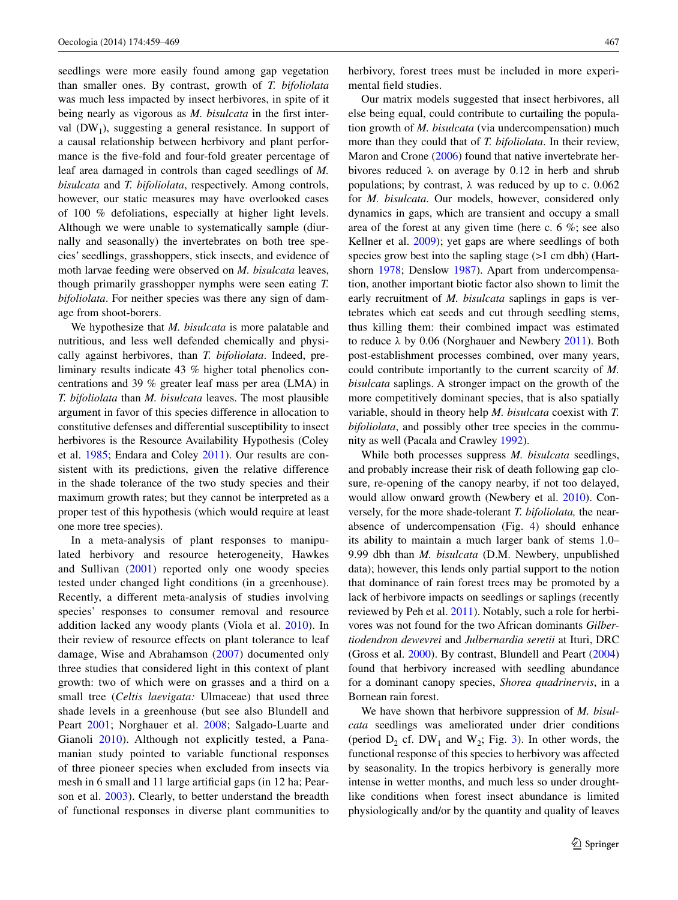seedlings were more easily found among gap vegetation than smaller ones. By contrast, growth of *T. bifoliolata* was much less impacted by insect herbivores, in spite of it being nearly as vigorous as *M. bisulcata* in the first interval ($DW_1$), suggesting a general resistance. In support of a causal relationship between herbivory and plant performance is the five-fold and four-fold greater percentage of leaf area damaged in controls than caged seedlings of *M. bisulcata* and *T. bifoliolata*, respectively. Among controls, however, our static measures may have overlooked cases of 100 % defoliations, especially at higher light levels. Although we were unable to systematically sample (diurnally and seasonally) the invertebrates on both tree species' seedlings, grasshoppers, stick insects, and evidence of moth larvae feeding were observed on *M. bisulcata* leaves, though primarily grasshopper nymphs were seen eating *T. bifoliolata*. For neither species was there any sign of damage from shoot-borers.

We hypothesize that *M. bisulcata* is more palatable and nutritious, and less well defended chemically and physically against herbivores, than *T. bifoliolata*. Indeed, preliminary results indicate 43 % higher total phenolics concentrations and 39 % greater leaf mass per area (LMA) in *T. bifoliolata* than *M. bisulcata* leaves. The most plausible argument in favor of this species difference in allocation to constitutive defenses and differential susceptibility to insect herbivores is the Resource Availability Hypothesis (Coley et al. 1985; Endara and Coley 2011). Our results are consistent with its predictions, given the relative difference in the shade tolerance of the two study species and their maximum growth rates; but they cannot be interpreted as a proper test of this hypothesis (which would require at least one more tree species).

In a meta-analysis of plant responses to manipulated herbivory and resource heterogeneity, Hawkes and Sullivan (2001) reported only one woody species tested under changed light conditions (in a greenhouse). Recently, a different meta-analysis of studies involving species' responses to consumer removal and resource addition lacked any woody plants (Viola et al. 2010). In their review of resource effects on plant tolerance to leaf damage, Wise and Abrahamson (2007) documented only three studies that considered light in this context of plant growth: two of which were on grasses and a third on a small tree (*Celtis laevigata:* Ulmaceae) that used three shade levels in a greenhouse (but see also Blundell and Peart 2001; Norghauer et al. 2008; Salgado-Luarte and Gianoli 2010). Although not explicitly tested, a Panamanian study pointed to variable functional responses of three pioneer species when excluded from insects via mesh in 6 small and 11 large artificial gaps (in 12 ha; Pearson et al. 2003). Clearly, to better understand the breadth of functional responses in diverse plant communities to herbivory, forest trees must be included in more experimental field studies.

Our matrix models suggested that insect herbivores, all else being equal, could contribute to curtailing the population growth of *M. bisulcata* (via undercompensation) much more than they could that of *T. bifoliolata*. In their review, Maron and Crone (2006) found that native invertebrate herbivores reduced $\lambda$ on average by 0.12 in herb and shrub populations; by contrast, $\lambda$ was reduced by up to c. 0.062 for *M. bisulcata*. Our models, however, considered only dynamics in gaps, which are transient and occupy a small area of the forest at any given time (here c. 6 %; see also Kellner et al. 2009); yet gaps are where seedlings of both species grow best into the sapling stage (>1 cm dbh) (Hartshorn 1978; Denslow 1987). Apart from undercompensation, another important biotic factor also shown to limit the early recruitment of *M. bisulcata* saplings in gaps is vertebrates which eat seeds and cut through seedling stems, thus killing them: their combined impact was estimated to reduce $\lambda$ by 0.06 (Norghauer and Newbery 2011). Both post-establishment processes combined, over many years, could contribute importantly to the current scarcity of *M. bisulcata* saplings. A stronger impact on the growth of the more competitively dominant species, that is also spatially variable, should in theory help *M. bisulcata* coexist with *T. bifoliolata*, and possibly other tree species in the community as well (Pacala and Crawley 1992).

While both processes suppress *M. bisulcata* seedlings, and probably increase their risk of death following gap closure, re-opening of the canopy nearby, if not too delayed, would allow onward growth (Newbery et al. 2010). Conversely, for the more shade-tolerant *T. bifoliolata,* the near-absence of undercompensation (Fig. 4) should enhance its ability to maintain a much larger bank of stems 1.0–9.99 dbh than *M. bisulcata* (D.M. Newbery, unpublished data); however, this lends only partial support to the notion that dominance of rain forest trees may be promoted by a lack of herbivore impacts on seedlings or saplings (recently reviewed by Peh et al. 2011). Notably, such a role for herbivores was not found for the two African dominants *Gilbertiodendron dewevrei* and *Julbernardia seretii* at Ituri, DRC (Gross et al. 2000). By contrast, Blundell and Peart (2004) found that herbivory increased with seedling abundance for a dominant canopy species, *Shorea quadrinervis*, in a Bornean rain forest.

We have shown that herbivore suppression of *M. bisulcata* seedlings was ameliorated under drier conditions (period $D_2$ cf. $DW_1$ and $W_2$; Fig. 3). In other words, the functional response of this species to herbivory was affected by seasonality. In the tropics herbivory is generally more intense in wetter months, and much less so under drought-like conditions when forest insect abundance is limited physiologically and/or by the quantity and quality of leaves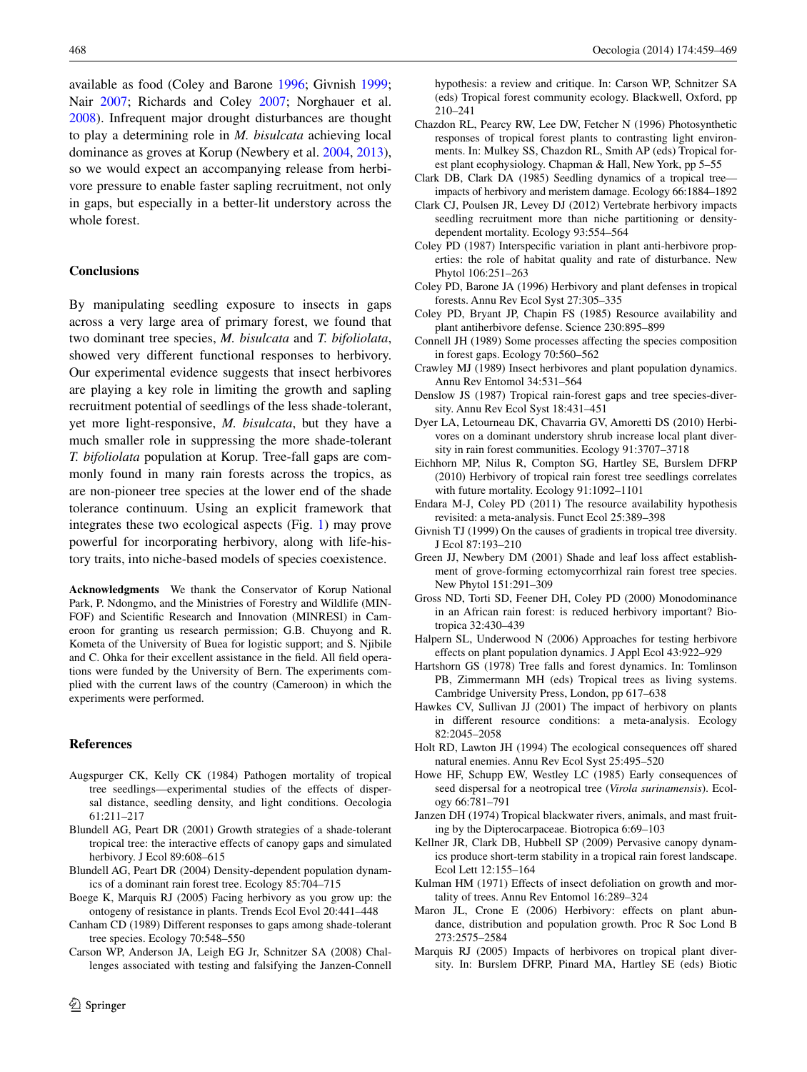available as food (Coley and Barone 1996; Givnish 1999; Nair 2007; Richards and Coley 2007; Norghauer et al. 2008). Infrequent major drought disturbances are thought to play a determining role in *M. bisulcata* achieving local dominance as groves at Korup (Newbery et al. 2004, 2013), so we would expect an accompanying release from herbivore pressure to enable faster sapling recruitment, not only in gaps, but especially in a better-lit understory across the whole forest.

## Conclusions

By manipulating seedling exposure to insects in gaps across a very large area of primary forest, we found that two dominant tree species, *M. bisulcata* and *T. bifoliolata*, showed very different functional responses to herbivory. Our experimental evidence suggests that insect herbivores are playing a key role in limiting the growth and sapling recruitment potential of seedlings of the less shade-tolerant, yet more light-responsive, *M. bisulcata*, but they have a much smaller role in suppressing the more shade-tolerant *T. bifoliolata* population at Korup. Tree-fall gaps are commonly found in many rain forests across the tropics, as are non-pioneer tree species at the lower end of the shade tolerance continuum. Using an explicit framework that integrates these two ecological aspects (Fig. 1) may prove powerful for incorporating herbivory, along with life-history traits, into niche-based models of species coexistence.

**Acknowledgments** We thank the Conservator of Korup National Park, P. Ndongmo, and the Ministries of Forestry and Wildlife (MINFOF) and Scientific Research and Innovation (MINRESI) in Cameroon for granting us research permission; G.B. Chuyong and R. Kometa of the University of Buea for logistic support; and S. Njibile and C. Ohka for their excellent assistance in the field. All field operations were funded by the University of Bern. The experiments complied with the current laws of the country (Cameroon) in which the experiments were performed.

## References

Augspurger CK, Kelly CK (1984) Pathogen mortality of tropical tree seedlings—experimental studies of the effects of dispersal distance, seedling density, and light conditions. Oecologia 61:211–217

Blundell AG, Peart DR (2001) Growth strategies of a shade-tolerant tropical tree: the interactive effects of canopy gaps and simulated herbivory. J Ecol 89:608–615

Blundell AG, Peart DR (2004) Density-dependent population dynamics of a dominant rain forest tree. Ecology 85:704–715

Boege K, Marquis RJ (2005) Facing herbivory as you grow up: the ontogeny of resistance in plants. Trends Ecol Evol 20:441–448

Canham CD (1989) Different responses to gaps among shade-tolerant tree species. Ecology 70:548–550

Carson WP, Anderson JA, Leigh EG Jr, Schnitzer SA (2008) Challenges associated with testing and falsifying the Janzen-Connell hypothesis: a review and critique. In: Carson WP, Schnitzer SA (eds) Tropical forest community ecology. Blackwell, Oxford, pp 210–241

Chazdon RL, Pearcy RW, Lee DW, Fetcher N (1996) Photosynthetic responses of tropical forest plants to contrasting light environments. In: Mulkey SS, Chazdon RL, Smith AP (eds) Tropical forest plant ecophysiology. Chapman & Hall, New York, pp 5–55

Clark DB, Clark DA (1985) Seedling dynamics of a tropical tree—impacts of herbivory and meristem damage. Ecology 66:1884–1892

Clark CJ, Poulsen JR, Levey DJ (2012) Vertebrate herbivory impacts seedling recruitment more than niche partitioning or density-dependent mortality. Ecology 93:554–564

Coley PD (1987) Interspecific variation in plant anti-herbivore properties: the role of habitat quality and rate of disturbance. New Phytol 106:251–263

Coley PD, Barone JA (1996) Herbivory and plant defenses in tropical forests. Annu Rev Ecol Syst 27:305–335

Coley PD, Bryant JP, Chapin FS (1985) Resource availability and plant antiherbivore defense. Science 230:895–899

Connell JH (1989) Some processes affecting the species composition in forest gaps. Ecology 70:560–562

Crawley MJ (1989) Insect herbivores and plant population dynamics. Annu Rev Entomol 34:531–564

Denslow JS (1987) Tropical rain-forest gaps and tree species-diversity. Annu Rev Ecol Syst 18:431–451

Dyer LA, Letourneau DK, Chavarria GV, Amoretti DS (2010) Herbivores on a dominant understory shrub increase local plant diversity in rain forest communities. Ecology 91:3707–3718

Eichhorn MP, Nilus R, Compton SG, Hartley SE, Burslem DFRP (2010) Herbivory of tropical rain forest tree seedlings correlates with future mortality. Ecology 91:1092–1101

Endara M-J, Coley PD (2011) The resource availability hypothesis revisited: a meta-analysis. Funct Ecol 25:389–398

Givnish TJ (1999) On the causes of gradients in tropical tree diversity. J Ecol 87:193–210

Green JJ, Newbery DM (2001) Shade and leaf loss affect establishment of grove-forming ectomycorrhizal rain forest tree species. New Phytol 151:291–309

Gross ND, Torti SD, Feener DH, Coley PD (2000) Monodominance in an African rain forest: is reduced herbivory important? Biotropica 32:430–439

Halpern SL, Underwood N (2006) Approaches for testing herbivore effects on plant population dynamics. J Appl Ecol 43:922–929

Hartshorn GS (1978) Tree falls and forest dynamics. In: Tomlinson PB, Zimmermann MH (eds) Tropical trees as living systems. Cambridge University Press, London, pp 617–638

Hawkes CV, Sullivan JJ (2001) The impact of herbivory on plants in different resource conditions: a meta-analysis. Ecology 82:2045–2058

Holt RD, Lawton JH (1994) The ecological consequences off shared natural enemies. Annu Rev Ecol Syst 25:495–520

Howe HF, Schupp EW, Westley LC (1985) Early consequences of seed dispersal for a neotropical tree (*Virola surinamensis*). Ecology 66:781–791

Janzen DH (1974) Tropical blackwater rivers, animals, and mast fruiting by the Dipterocarpaceae. Biotropica 6:69–103

Kellner JR, Clark DB, Hubbell SP (2009) Pervasive canopy dynamics produce short-term stability in a tropical rain forest landscape. Ecol Lett 12:155–164

Kulman HM (1971) Effects of insect defoliation on growth and mortality of trees. Annu Rev Entomol 16:289–324

Maron JL, Crone E (2006) Herbivory: effects on plant abundance, distribution and population growth. Proc R Soc Lond B 273:2575–2584

Marquis RJ (2005) Impacts of herbivores on tropical plant diversity. In: Burslem DFRP, Pinard MA, Hartley SE (eds) Biotic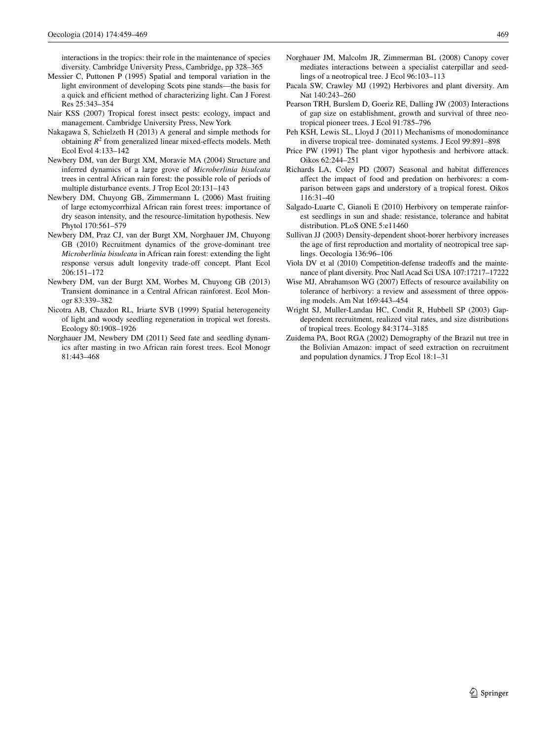interactions in the tropics: their role in the maintenance of species diversity. Cambridge University Press, Cambridge, pp 328–365

Messier C, Puttonen P (1995) Spatial and temporal variation in the light environment of developing Scots pine stands—the basis for a quick and efficient method of characterizing light. Can J Forest Res 25:343–354

Nair KSS (2007) Tropical forest insect pests: ecology, impact and management. Cambridge University Press, New York

Nakagawa S, Schielzeth H (2013) A general and simple methods for obtaining $R^2$ from generalized linear mixed-effects models. Meth Ecol Evol 4:133–142

Newbery DM, van der Burgt XM, Moravie MA (2004) Structure and inferred dynamics of a large grove of *Microberlinia bisulcata* trees in central African rain forest: the possible role of periods of multiple disturbance events. J Trop Ecol 20:131–143

Newbery DM, Chuyong GB, Zimmermann L (2006) Mast fruiting of large ectomycorrhizal African rain forest trees: importance of dry season intensity, and the resource-limitation hypothesis. New Phytol 170:561–579

Newbery DM, Praz CJ, van der Burgt XM, Norghauer JM, Chuyong GB (2010) Recruitment dynamics of the grove-dominant tree *Microberlinia bisulcata* in African rain forest: extending the light response versus adult longevity trade-off concept. Plant Ecol 206:151–172

Newbery DM, van der Burgt XM, Worbes M, Chuyong GB (2013) Transient dominance in a Central African rainforest. Ecol Monogr 83:339–382

Nicotra AB, Chazdon RL, Iriarte SVB (1999) Spatial heterogeneity of light and woody seedling regeneration in tropical wet forests. Ecology 80:1908–1926

Norghauer JM, Newbery DM (2011) Seed fate and seedling dynamics after masting in two African rain forest trees. Ecol Monogr 81:443–468

Norghauer JM, Malcolm JR, Zimmerman BL (2008) Canopy cover mediates interactions between a specialist caterpillar and seedlings of a neotropical tree. J Ecol 96:103–113

Pacala SW, Crawley MJ (1992) Herbivores and plant diversity. Am Nat 140:243–260

Pearson TRH, Burslem D, Goeriz RE, Dalling JW (2003) Interactions of gap size on establishment, growth and survival of three neotropical pioneer trees. J Ecol 91:785–796

Peh KSH, Lewis SL, Lloyd J (2011) Mechanisms of monodominance in diverse tropical tree- dominated systems. J Ecol 99:891–898

Price PW (1991) The plant vigor hypothesis and herbivore attack. Oikos 62:244–251

Richards LA, Coley PD (2007) Seasonal and habitat differences affect the impact of food and predation on herbivores: a comparison between gaps and understory of a tropical forest. Oikos 116:31–40

Salgado-Luarte C, Gianoli E (2010) Herbivory on temperate rainforest seedlings in sun and shade: resistance, tolerance and habitat distribution. PLoS ONE 5:e11460

Sullivan JJ (2003) Density-dependent shoot-borer herbivory increases the age of first reproduction and mortality of neotropical tree saplings. Oecologia 136:96–106

Viola DV et al (2010) Competition-defense tradeoffs and the maintenance of plant diversity. Proc Natl Acad Sci USA 107:17217–17222

Wise MJ, Abrahamson WG (2007) Effects of resource availability on tolerance of herbivory: a review and assessment of three opposing models. Am Nat 169:443–454

Wright SJ, Muller-Landau HC, Condit R, Hubbell SP (2003) Gap-dependent recruitment, realized vital rates, and size distributions of tropical trees. Ecology 84:3174–3185

Zuidema PA, Boot RGA (2002) Demography of the Brazil nut tree in the Bolivian Amazon: impact of seed extraction on recruitment and population dynamics. J Trop Ecol 18:1–31